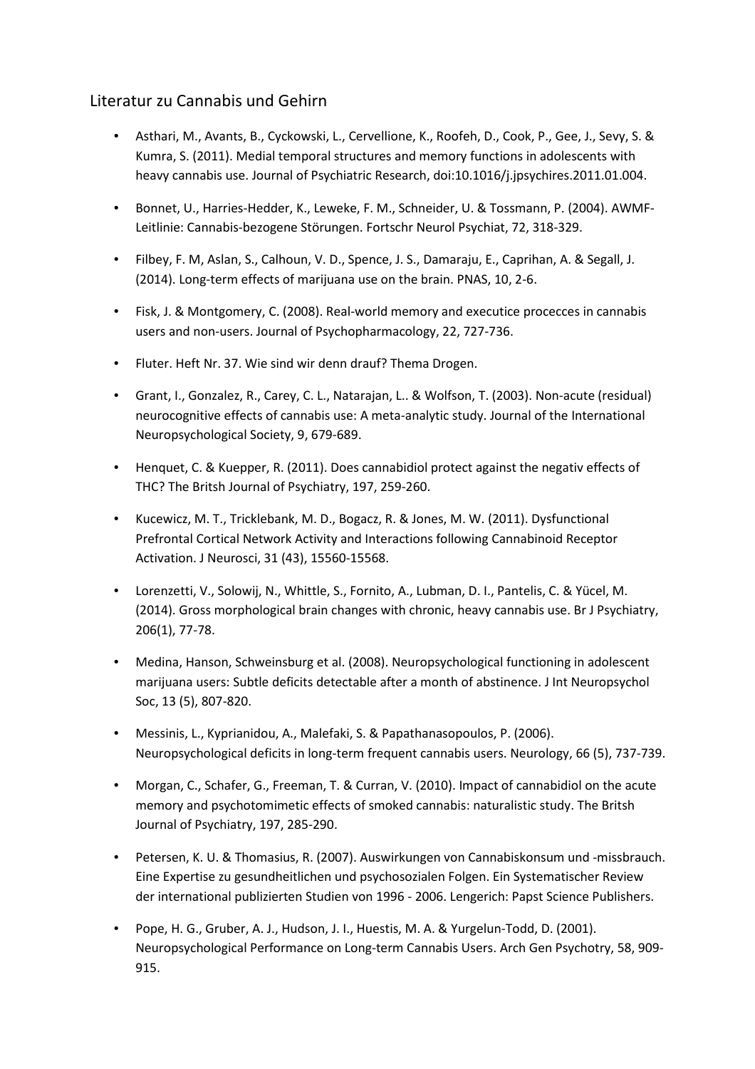## Literatur zu Cannabis und Gehirn

- Asthari, M., Avants, B., Cyckowski, L., Cervellione, K., Roofeh, D., Cook, P., Gee, J., Sevy, S. & Kumra, S. (2011). Medial temporal structures and memory functions in adolescents with heavy cannabis use. Journal of Psychiatric Research, doi:10.1016/j.jpsychires.2011.01.004.

- Bonnet, U., Harries-Hedder, K., Leweke, F. M., Schneider, U. & Tossmann, P. (2004). AWMF-Leitlinie: Cannabis-bezogene Störungen. Fortschr Neurol Psychiat, 72, 318-329.

- Filbey, F. M, Aslan, S., Calhoun, V. D., Spence, J. S., Damaraju, E., Caprihan, A. & Segall, J. (2014). Long-term effects of marijuana use on the brain. PNAS, 10, 2-6.

- Fisk, J. & Montgomery, C. (2008). Real-world memory and executice procecces in cannabis users and non-users. Journal of Psychopharmacology, 22, 727-736.

- Fluter. Heft Nr. 37. Wie sind wir denn drauf? Thema Drogen.

- Grant, I., Gonzalez, R., Carey, C. L., Natarajan, L.. & Wolfson, T. (2003). Non-acute (residual) neurocognitive effects of cannabis use: A meta-analytic study. Journal of the International Neuropsychological Society, 9, 679-689.

- Henquet, C. & Kuepper, R. (2011). Does cannabidiol protect against the negativ effects of THC? The Britsh Journal of Psychiatry, 197, 259-260.

- Kucewicz, M. T., Tricklebank, M. D., Bogacz, R. & Jones, M. W. (2011). Dysfunctional Prefrontal Cortical Network Activity and Interactions following Cannabinoid Receptor Activation. J Neurosci, 31 (43), 15560-15568.

- Lorenzetti, V., Solowij, N., Whittle, S., Fornito, A., Lubman, D. I., Pantelis, C. & Yücel, M. (2014). Gross morphological brain changes with chronic, heavy cannabis use. Br J Psychiatry, 206(1), 77-78.

- Medina, Hanson, Schweinsburg et al. (2008). Neuropsychological functioning in adolescent marijuana users: Subtle deficits detectable after a month of abstinence. J Int Neuropsychol Soc, 13 (5), 807-820.

- Messinis, L., Kyprianidou, A., Malefaki, S. & Papathanasopoulos, P. (2006). Neuropsychological deficits in long-term frequent cannabis users. Neurology, 66 (5), 737-739.

- Morgan, C., Schafer, G., Freeman, T. & Curran, V. (2010). Impact of cannabidiol on the acute memory and psychotomimetic effects of smoked cannabis: naturalistic study. The Britsh Journal of Psychiatry, 197, 285-290.

- Petersen, K. U. & Thomasius, R. (2007). Auswirkungen von Cannabiskonsum und -missbrauch. Eine Expertise zu gesundheitlichen und psychosozialen Folgen. Ein Systematischer Review der international publizierten Studien von 1996 - 2006. Lengerich: Papst Science Publishers.

- Pope, H. G., Gruber, A. J., Hudson, J. I., Huestis, M. A. & Yurgelun-Todd, D. (2001). Neuropsychological Performance on Long-term Cannabis Users. Arch Gen Psychotry, 58, 909-915.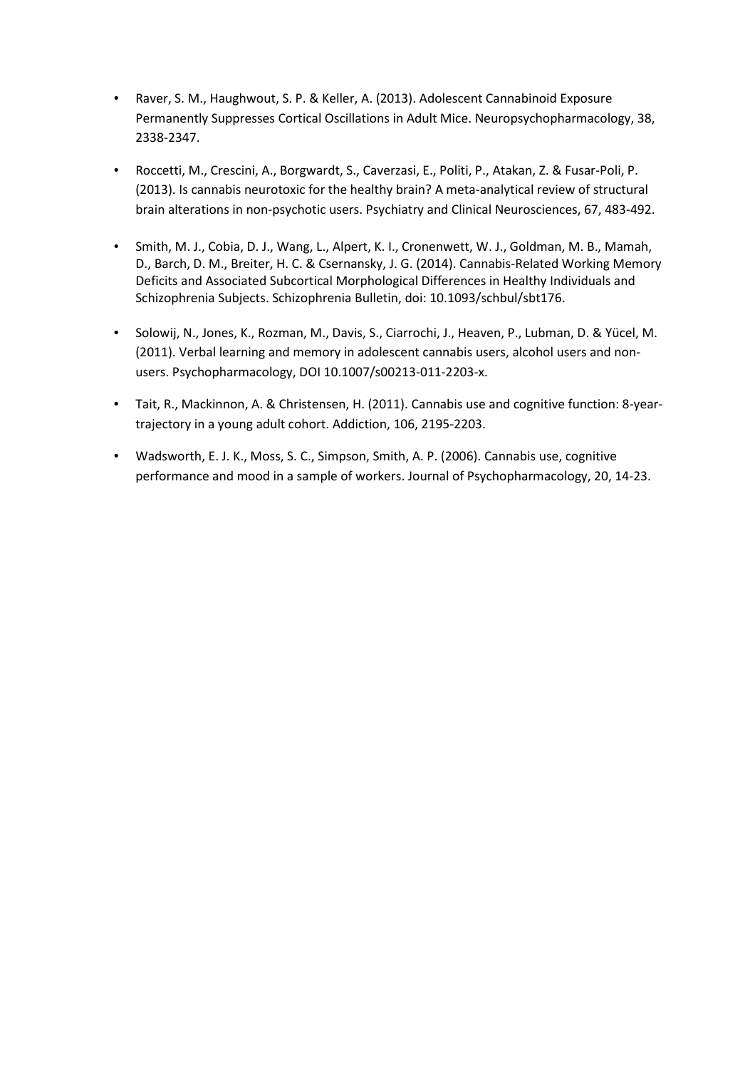- Raver, S. M., Haughwout, S. P. & Keller, A. (2013). Adolescent Cannabinoid Exposure Permanently Suppresses Cortical Oscillations in Adult Mice. Neuropsychopharmacology, 38, 2338-2347.

- Roccetti, M., Crescini, A., Borgwardt, S., Caverzasi, E., Politi, P., Atakan, Z. & Fusar-Poli, P. (2013). Is cannabis neurotoxic for the healthy brain? A meta-analytical review of structural brain alterations in non-psychotic users. Psychiatry and Clinical Neurosciences, 67, 483-492.

- Smith, M. J., Cobia, D. J., Wang, L., Alpert, K. I., Cronenwett, W. J., Goldman, M. B., Mamah, D., Barch, D. M., Breiter, H. C. & Csernansky, J. G. (2014). Cannabis-Related Working Memory Deficits and Associated Subcortical Morphological Differences in Healthy Individuals and Schizophrenia Subjects. Schizophrenia Bulletin, doi: 10.1093/schbul/sbt176.

- Solowij, N., Jones, K., Rozman, M., Davis, S., Ciarrochi, J., Heaven, P., Lubman, D. & Yücel, M. (2011). Verbal learning and memory in adolescent cannabis users, alcohol users and non-users. Psychopharmacology, DOI 10.1007/s00213-011-2203-x.

- Tait, R., Mackinnon, A. & Christensen, H. (2011). Cannabis use and cognitive function: 8-year-trajectory in a young adult cohort. Addiction, 106, 2195-2203.

- Wadsworth, E. J. K., Moss, S. C., Simpson, Smith, A. P. (2006). Cannabis use, cognitive performance and mood in a sample of workers. Journal of Psychopharmacology, 20, 14-23.